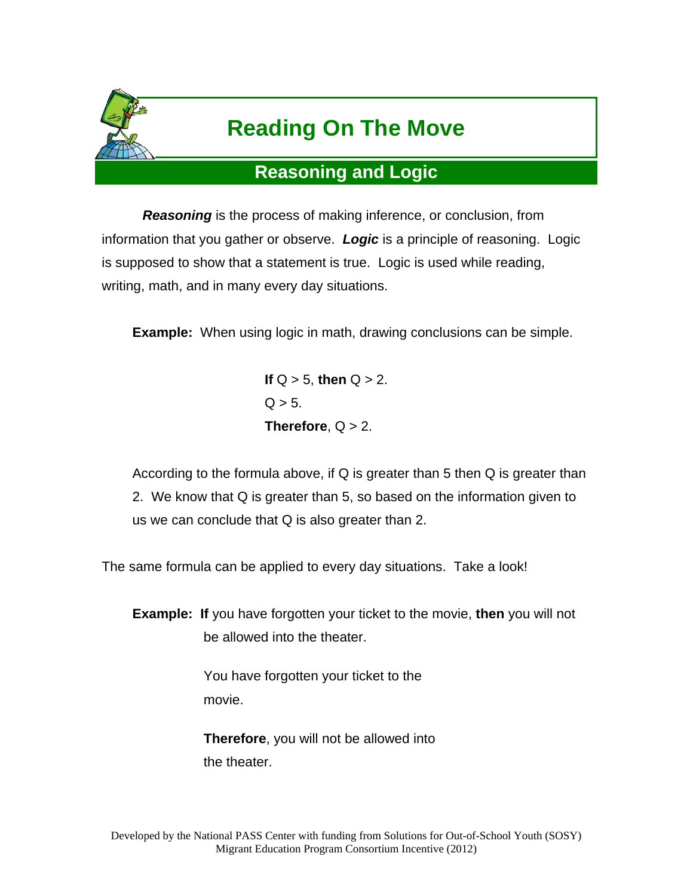# Reading On The Move

## Reasoning and Logic

***Reasoning*** is the process of making inference, or conclusion, from information that you gather or observe. ***Logic*** is a principle of reasoning. Logic is supposed to show that a statement is true. Logic is used while reading, writing, math, and in many every day situations.

**Example:** When using logic in math, drawing conclusions can be simple.

**If** $Q > 5$, **then** $Q > 2$.
$Q > 5$.
**Therefore**, $Q > 2$.

According to the formula above, if Q is greater than 5 then Q is greater than 2. We know that Q is greater than 5, so based on the information given to us we can conclude that Q is also greater than 2.

The same formula can be applied to every day situations. Take a look!

**Example:** **If** you have forgotten your ticket to the movie, **then** you will not be allowed into the theater.

You have forgotten your ticket to the movie.

**Therefore**, you will not be allowed into the theater.

Developed by the National PASS Center with funding from Solutions for Out-of-School Youth (SOSY) Migrant Education Program Consortium Incentive (2012)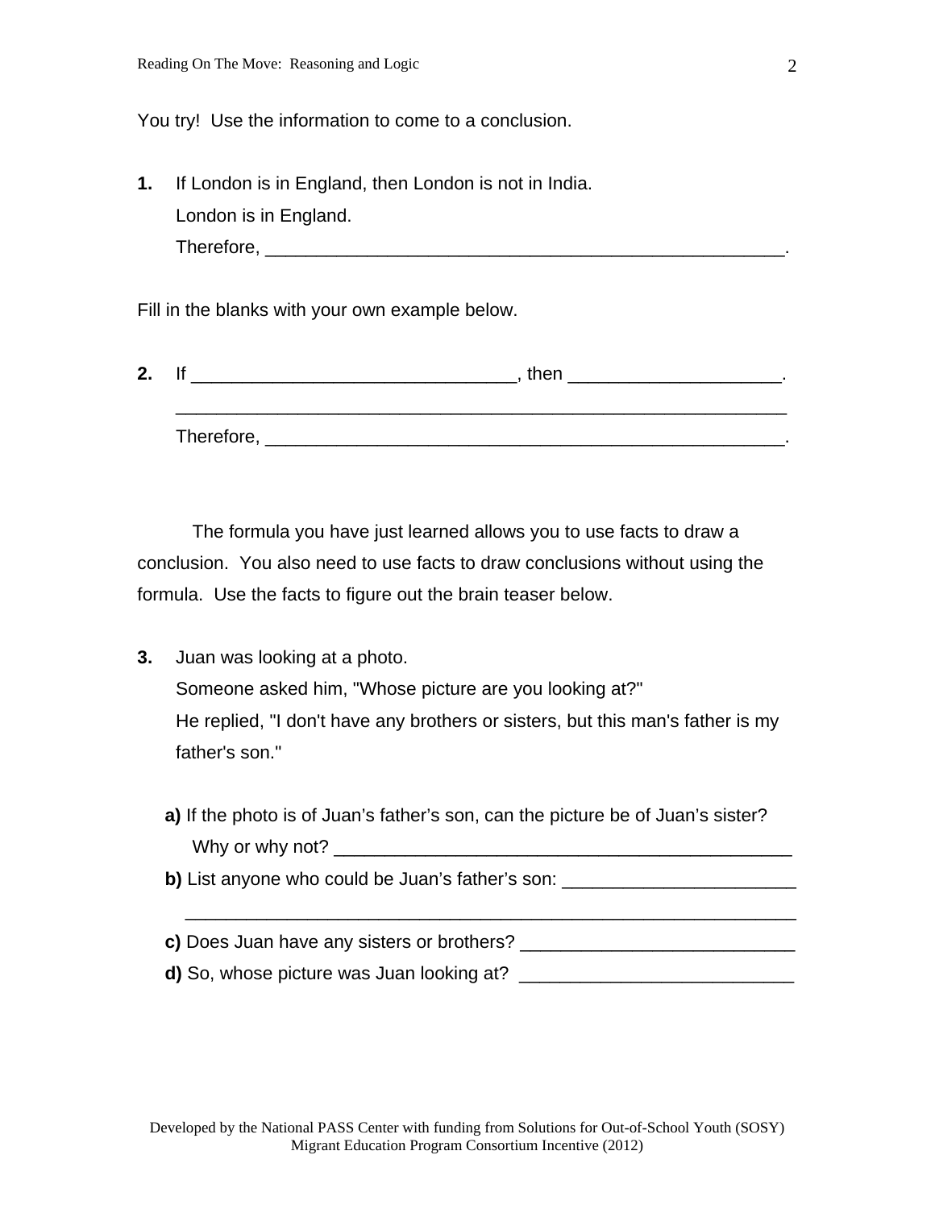You try! Use the information to come to a conclusion.

**1.** If London is in England, then London is not in India.
London is in England.
Therefore, _____________________________________________________.

Fill in the blanks with your own example below.

**2.** If ________________________________, then _____________________.
_______________________________________________________________
Therefore, _____________________________________________________.

The formula you have just learned allows you to use facts to draw a conclusion. You also need to use facts to draw conclusions without using the formula. Use the facts to figure out the brain teaser below.

**3.** Juan was looking at a photo.
Someone asked him, "Whose picture are you looking at?"
He replied, "I don't have any brothers or sisters, but this man's father is my father's son."

**a)** If the photo is of Juan's father's son, can the picture be of Juan's sister?
Why or why not? _______________________________________________

**b)** List anyone who could be Juan's father's son: _______________________
_________________________________________________________________

**c)** Does Juan have any sisters or brothers? ___________________________

**d)** So, whose picture was Juan looking at? ___________________________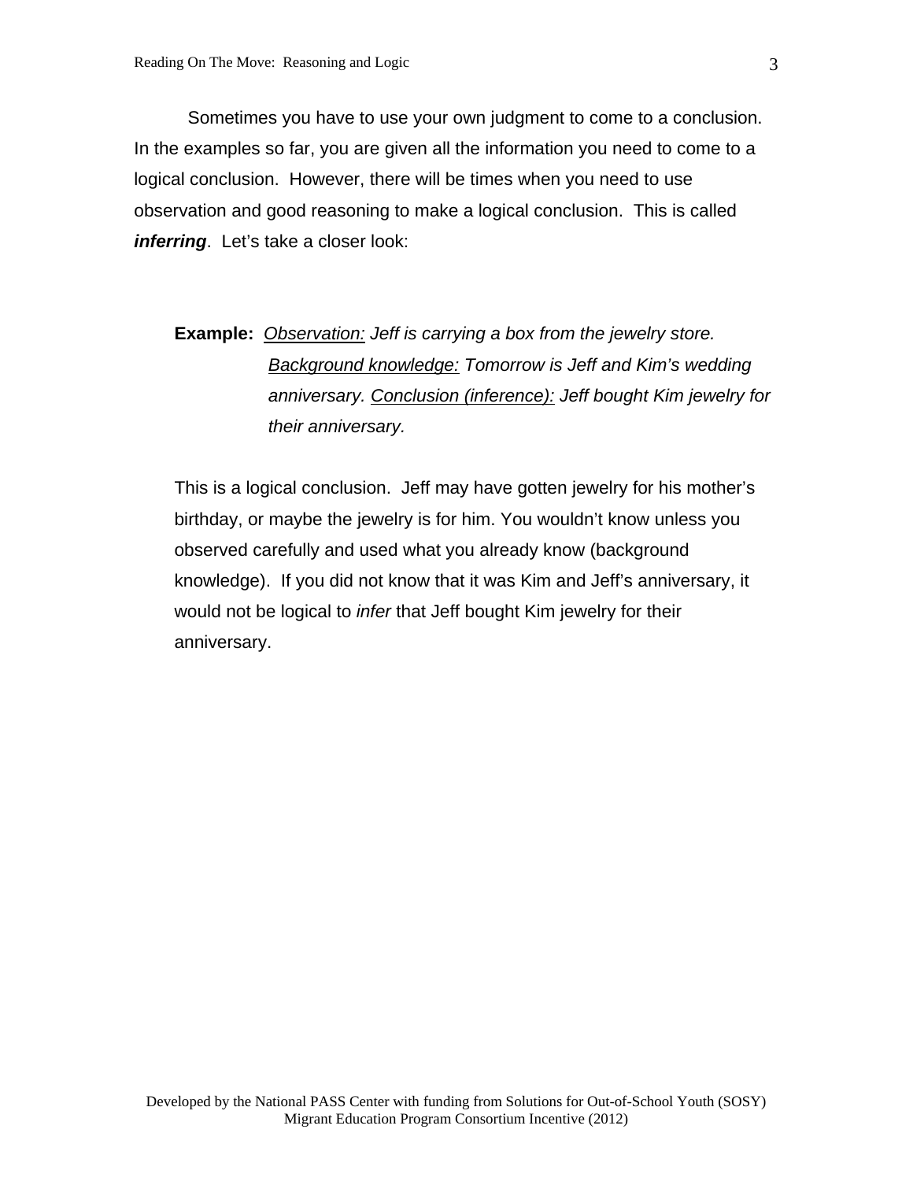Sometimes you have to use your own judgment to come to a conclusion. In the examples so far, you are given all the information you need to come to a logical conclusion. However, there will be times when you need to use observation and good reasoning to make a logical conclusion. This is called ***inferring***. Let's take a closer look:

**Example:** *Observation: Jeff is carrying a box from the jewelry store. Background knowledge: Tomorrow is Jeff and Kim's wedding anniversary. Conclusion (inference): Jeff bought Kim jewelry for their anniversary.*

This is a logical conclusion. Jeff may have gotten jewelry for his mother's birthday, or maybe the jewelry is for him. You wouldn't know unless you observed carefully and used what you already know (background knowledge). If you did not know that it was Kim and Jeff's anniversary, it would not be logical to *infer* that Jeff bought Kim jewelry for their anniversary.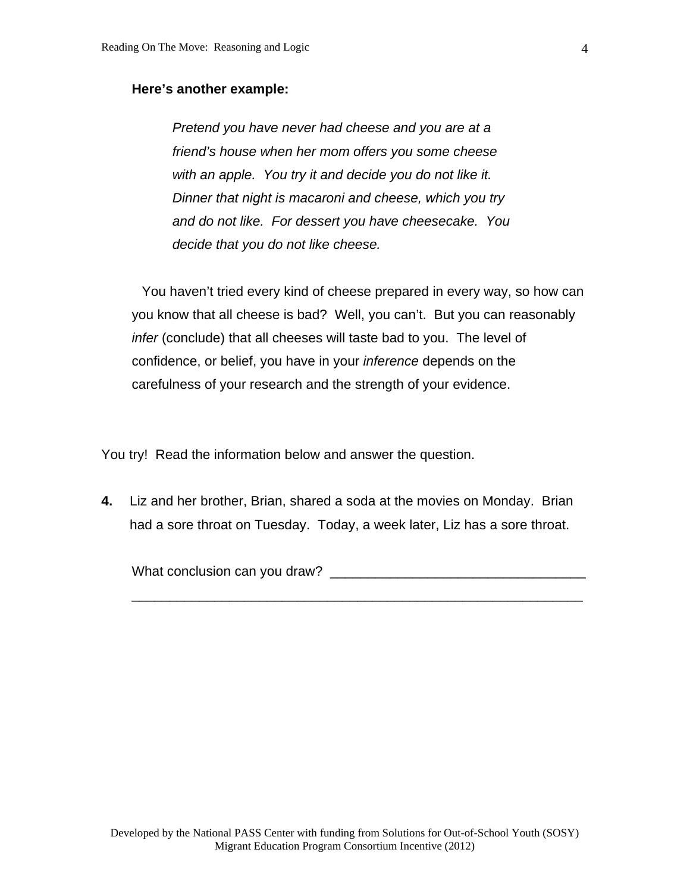**Here's another example:**

> *Pretend you have never had cheese and you are at a friend's house when her mom offers you some cheese with an apple. You try it and decide you do not like it. Dinner that night is macaroni and cheese, which you try and do not like. For dessert you have cheesecake. You decide that you do not like cheese.*

You haven't tried every kind of cheese prepared in every way, so how can you know that all cheese is bad? Well, you can't. But you can reasonably *infer* (conclude) that all cheeses will taste bad to you. The level of confidence, or belief, you have in your *inference* depends on the carefulness of your research and the strength of your evidence.

You try! Read the information below and answer the question.

**4.** Liz and her brother, Brian, shared a soda at the movies on Monday. Brian had a sore throat on Tuesday. Today, a week later, Liz has a sore throat.

What conclusion can you draw? ___________________________________

_______________________________________________________________

Developed by the National PASS Center with funding from Solutions for Out-of-School Youth (SOSY) Migrant Education Program Consortium Incentive (2012)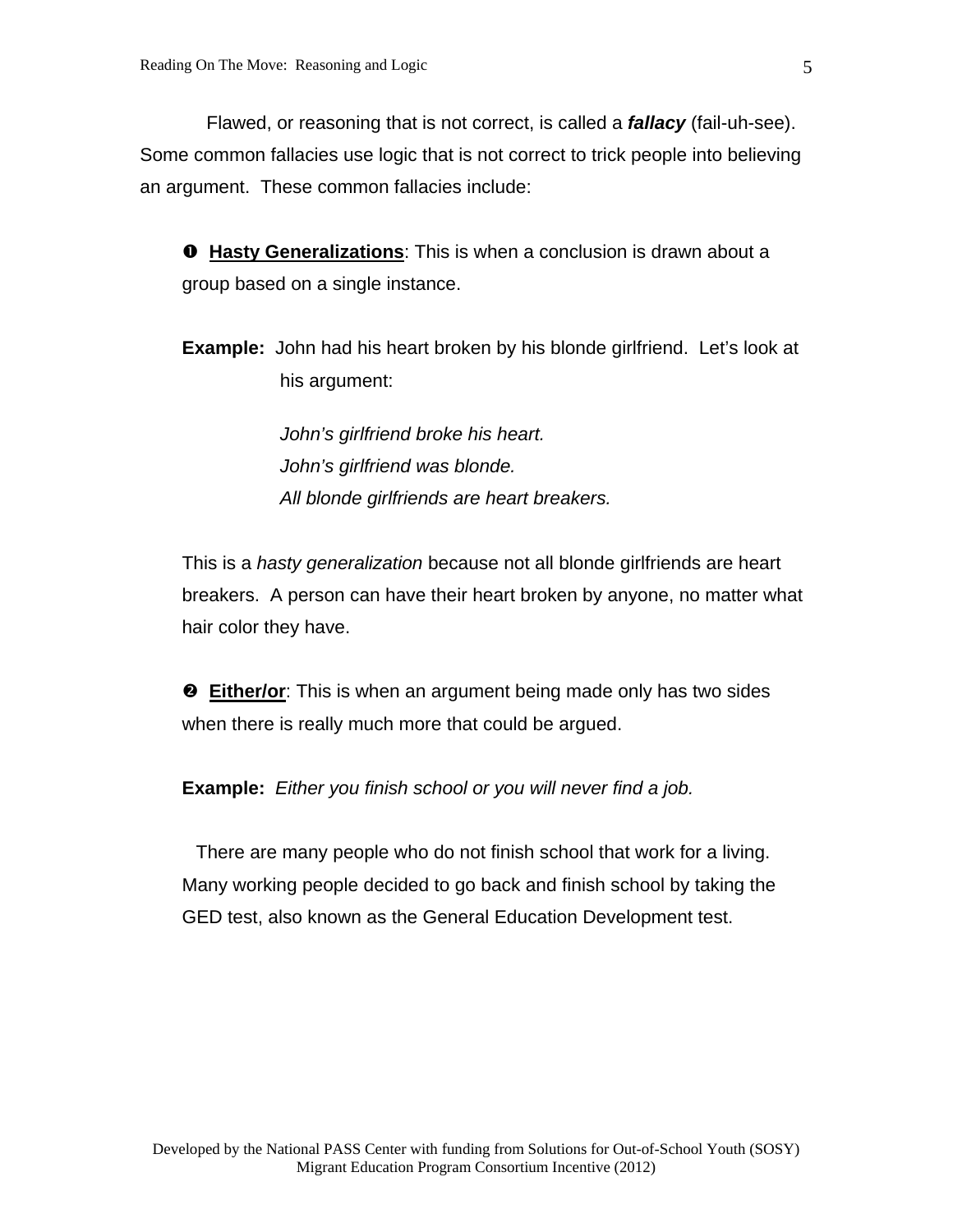Flawed, or reasoning that is not correct, is called a ***fallacy*** (fail-uh-see). Some common fallacies use logic that is not correct to trick people into believing an argument. These common fallacies include:

❶ **Hasty Generalizations**: This is when a conclusion is drawn about a group based on a single instance.

**Example:** John had his heart broken by his blonde girlfriend. Let's look at his argument:

*John's girlfriend broke his heart.*
*John's girlfriend was blonde.*
*All blonde girlfriends are heart breakers.*

This is a *hasty generalization* because not all blonde girlfriends are heart breakers. A person can have their heart broken by anyone, no matter what hair color they have.

❷ **Either/or**: This is when an argument being made only has two sides when there is really much more that could be argued.

**Example:** *Either you finish school or you will never find a job.*

There are many people who do not finish school that work for a living. Many working people decided to go back and finish school by taking the GED test, also known as the General Education Development test.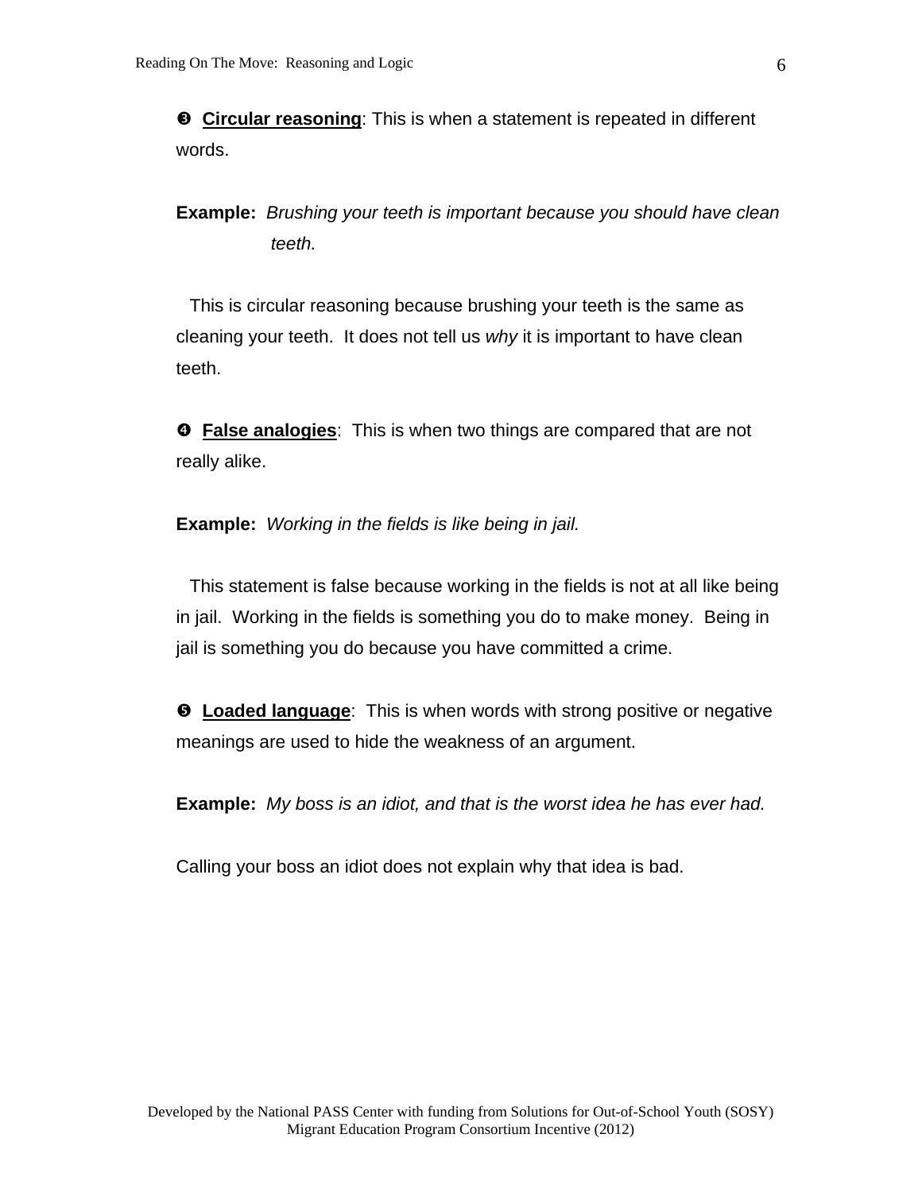❸ **Circular reasoning**: This is when a statement is repeated in different words.

**Example:** *Brushing your teeth is important because you should have clean teeth.*

This is circular reasoning because brushing your teeth is the same as cleaning your teeth. It does not tell us *why* it is important to have clean teeth.

❹ **False analogies**: This is when two things are compared that are not really alike.

**Example:** *Working in the fields is like being in jail.*

This statement is false because working in the fields is not at all like being in jail. Working in the fields is something you do to make money. Being in jail is something you do because you have committed a crime.

❺ **Loaded language**: This is when words with strong positive or negative meanings are used to hide the weakness of an argument.

**Example:** *My boss is an idiot, and that is the worst idea he has ever had.*

Calling your boss an idiot does not explain why that idea is bad.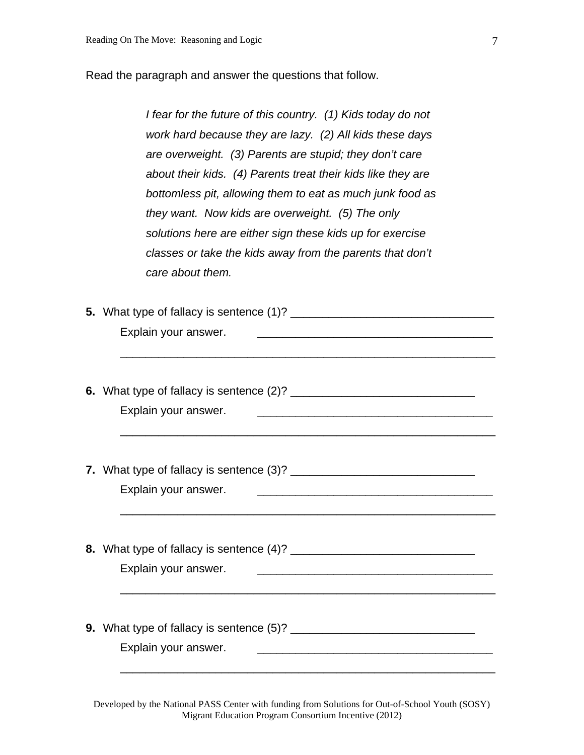Read the paragraph and answer the questions that follow.

> *I fear for the future of this country. (1) Kids today do not work hard because they are lazy. (2) All kids these days are overweight. (3) Parents are stupid; they don't care about their kids. (4) Parents treat their kids like they are bottomless pit, allowing them to eat as much junk food as they want. Now kids are overweight. (5) The only solutions here are either sign these kids up for exercise classes or take the kids away from the parents that don't care about them.*

**5.** What type of fallacy is sentence (1)? ________________________________

Explain your answer. ______________________________________

___________________________________________________________

**6.** What type of fallacy is sentence (2)? _____________________________

Explain your answer. ______________________________________

___________________________________________________________

**7.** What type of fallacy is sentence (3)? _____________________________

Explain your answer. ______________________________________

___________________________________________________________

**8.** What type of fallacy is sentence (4)? _____________________________

Explain your answer. ______________________________________

___________________________________________________________

**9.** What type of fallacy is sentence (5)? _____________________________

Explain your answer. ______________________________________

___________________________________________________________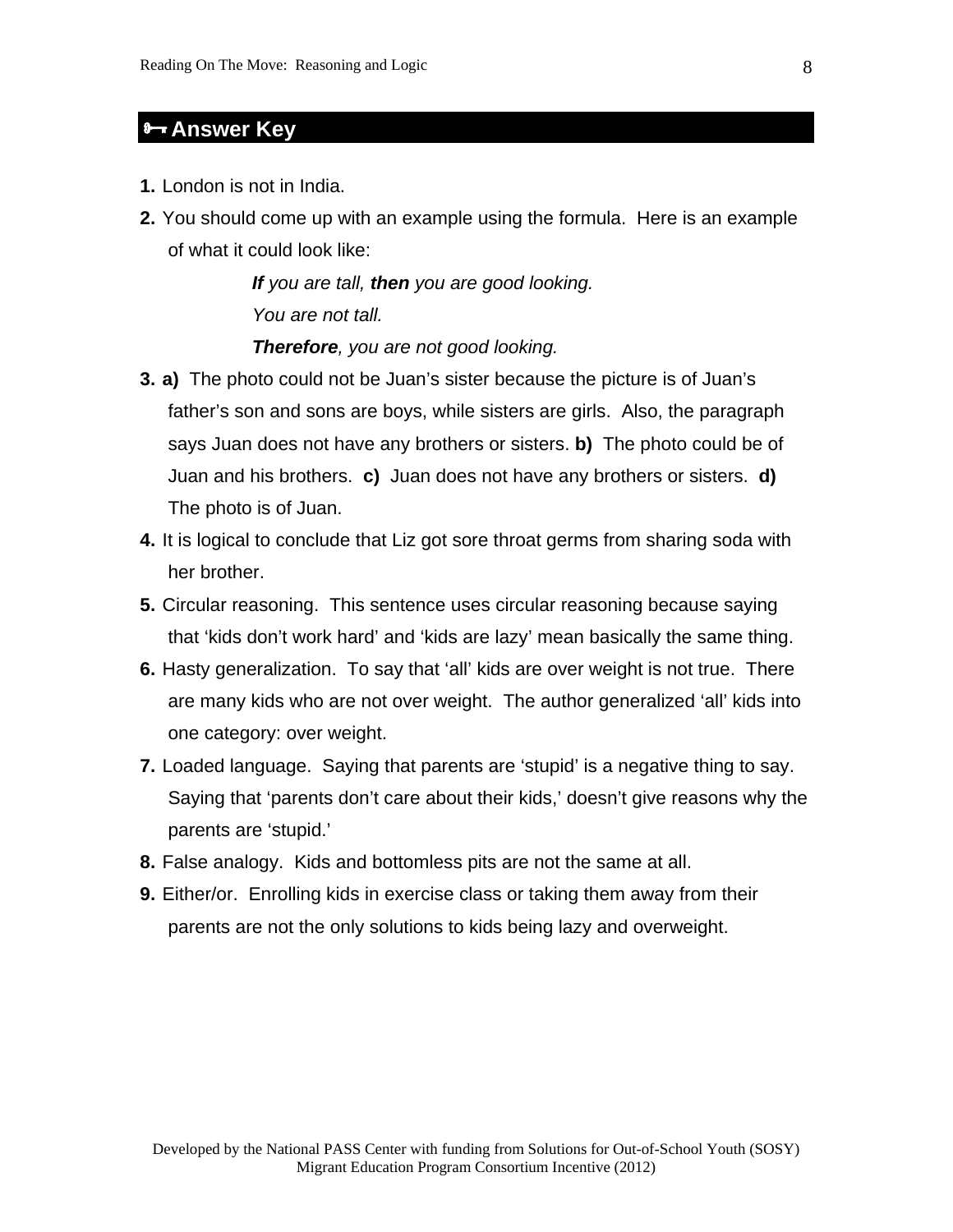## 🗝 Answer Key

**1.** London is not in India.

**2.** You should come up with an example using the formula. Here is an example of what it could look like:

> ***If*** *you are tall,* ***then*** *you are good looking.*
>
> *You are not tall.*
>
> ***Therefore****, you are not good looking.*

**3.** **a)** The photo could not be Juan's sister because the picture is of Juan's father's son and sons are boys, while sisters are girls. Also, the paragraph says Juan does not have any brothers or sisters. **b)** The photo could be of Juan and his brothers. **c)** Juan does not have any brothers or sisters. **d)** The photo is of Juan.

**4.** It is logical to conclude that Liz got sore throat germs from sharing soda with her brother.

**5.** Circular reasoning. This sentence uses circular reasoning because saying that 'kids don't work hard' and 'kids are lazy' mean basically the same thing.

**6.** Hasty generalization. To say that 'all' kids are over weight is not true. There are many kids who are not over weight. The author generalized 'all' kids into one category: over weight.

**7.** Loaded language. Saying that parents are 'stupid' is a negative thing to say. Saying that 'parents don't care about their kids,' doesn't give reasons why the parents are 'stupid.'

**8.** False analogy. Kids and bottomless pits are not the same at all.

**9.** Either/or. Enrolling kids in exercise class or taking them away from their parents are not the only solutions to kids being lazy and overweight.